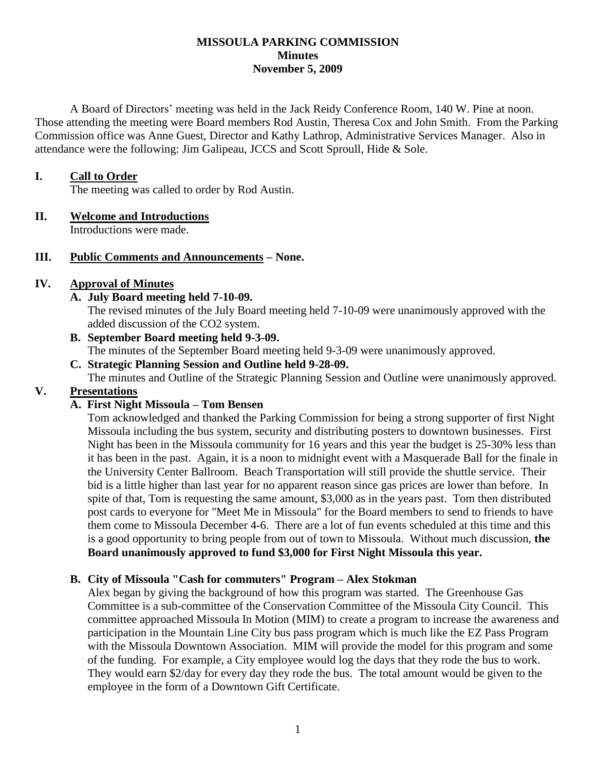# MISSOULA PARKING COMMISSION
## Minutes
### November 5, 2009

A Board of Directors' meeting was held in the Jack Reidy Conference Room, 140 W. Pine at noon. Those attending the meeting were Board members Rod Austin, Theresa Cox and John Smith. From the Parking Commission office was Anne Guest, Director and Kathy Lathrop, Administrative Services Manager. Also in attendance were the following: Jim Galipeau, JCCS and Scott Sproull, Hide & Sole.

## I. Call to Order

The meeting was called to order by Rod Austin.

## II. Welcome and Introductions

Introductions were made.

## III. Public Comments and Announcements – None.

## IV. Approval of Minutes

**A. July Board meeting held 7-10-09.**

The revised minutes of the July Board meeting held 7-10-09 were unanimously approved with the added discussion of the CO2 system.

**B. September Board meeting held 9-3-09.**

The minutes of the September Board meeting held 9-3-09 were unanimously approved.

**C. Strategic Planning Session and Outline held 9-28-09.**

The minutes and Outline of the Strategic Planning Session and Outline were unanimously approved.

## V. Presentations

**A. First Night Missoula – Tom Bensen**

Tom acknowledged and thanked the Parking Commission for being a strong supporter of first Night Missoula including the bus system, security and distributing posters to downtown businesses. First Night has been in the Missoula community for 16 years and this year the budget is 25-30% less than it has been in the past. Again, it is a noon to midnight event with a Masquerade Ball for the finale in the University Center Ballroom. Beach Transportation will still provide the shuttle service. Their bid is a little higher than last year for no apparent reason since gas prices are lower than before. In spite of that, Tom is requesting the same amount, \$3,000 as in the years past. Tom then distributed post cards to everyone for "Meet Me in Missoula" for the Board members to send to friends to have them come to Missoula December 4-6. There are a lot of fun events scheduled at this time and this is a good opportunity to bring people from out of town to Missoula. Without much discussion, **the Board unanimously approved to fund \$3,000 for First Night Missoula this year.**

**B. City of Missoula "Cash for commuters" Program – Alex Stokman**

Alex began by giving the background of how this program was started. The Greenhouse Gas Committee is a sub-committee of the Conservation Committee of the Missoula City Council. This committee approached Missoula In Motion (MIM) to create a program to increase the awareness and participation in the Mountain Line City bus pass program which is much like the EZ Pass Program with the Missoula Downtown Association. MIM will provide the model for this program and some of the funding. For example, a City employee would log the days that they rode the bus to work. They would earn \$2/day for every day they rode the bus. The total amount would be given to the employee in the form of a Downtown Gift Certificate.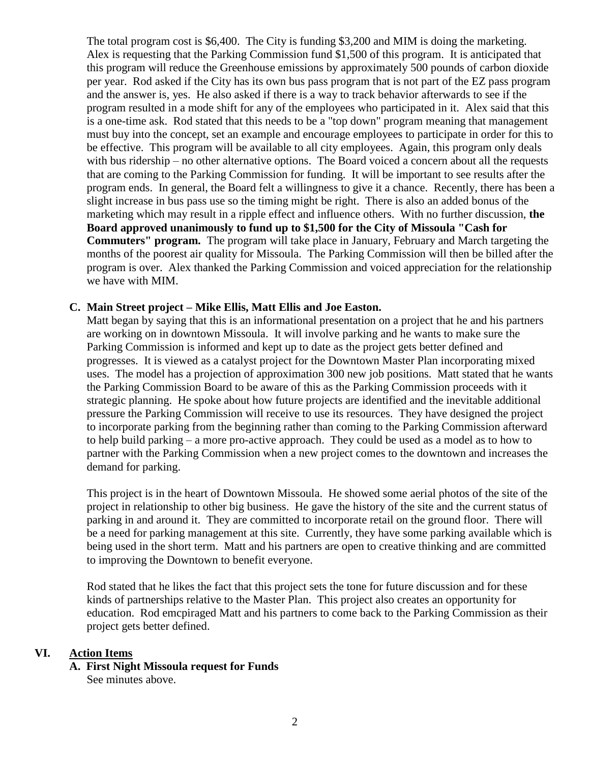The total program cost is $6,400. The City is funding $3,200 and MIM is doing the marketing. Alex is requesting that the Parking Commission fund $1,500 of this program. It is anticipated that this program will reduce the Greenhouse emissions by approximately 500 pounds of carbon dioxide per year. Rod asked if the City has its own bus pass program that is not part of the EZ pass program and the answer is, yes. He also asked if there is a way to track behavior afterwards to see if the program resulted in a mode shift for any of the employees who participated in it. Alex said that this is a one-time ask. Rod stated that this needs to be a "top down" program meaning that management must buy into the concept, set an example and encourage employees to participate in order for this to be effective. This program will be available to all city employees. Again, this program only deals with bus ridership – no other alternative options. The Board voiced a concern about all the requests that are coming to the Parking Commission for funding. It will be important to see results after the program ends. In general, the Board felt a willingness to give it a chance. Recently, there has been a slight increase in bus pass use so the timing might be right. There is also an added bonus of the marketing which may result in a ripple effect and influence others. With no further discussion, **the Board approved unanimously to fund up to $1,500 for the City of Missoula "Cash for Commuters" program.** The program will take place in January, February and March targeting the months of the poorest air quality for Missoula. The Parking Commission will then be billed after the program is over. Alex thanked the Parking Commission and voiced appreciation for the relationship we have with MIM.

**C. Main Street project – Mike Ellis, Matt Ellis and Joe Easton.**

Matt began by saying that this is an informational presentation on a project that he and his partners are working on in downtown Missoula. It will involve parking and he wants to make sure the Parking Commission is informed and kept up to date as the project gets better defined and progresses. It is viewed as a catalyst project for the Downtown Master Plan incorporating mixed uses. The model has a projection of approximation 300 new job positions. Matt stated that he wants the Parking Commission Board to be aware of this as the Parking Commission proceeds with it strategic planning. He spoke about how future projects are identified and the inevitable additional pressure the Parking Commission will receive to use its resources. They have designed the project to incorporate parking from the beginning rather than coming to the Parking Commission afterward to help build parking – a more pro-active approach. They could be used as a model as to how to partner with the Parking Commission when a new project comes to the downtown and increases the demand for parking.

This project is in the heart of Downtown Missoula. He showed some aerial photos of the site of the project in relationship to other big business. He gave the history of the site and the current status of parking in and around it. They are committed to incorporate retail on the ground floor. There will be a need for parking management at this site. Currently, they have some parking available which is being used in the short term. Matt and his partners are open to creative thinking and are committed to improving the Downtown to benefit everyone.

Rod stated that he likes the fact that this project sets the tone for future discussion and for these kinds of partnerships relative to the Master Plan. This project also creates an opportunity for education. Rod emcpiraged Matt and his partners to come back to the Parking Commission as their project gets better defined.

## VI. Action Items

**A. First Night Missoula request for Funds**

See minutes above.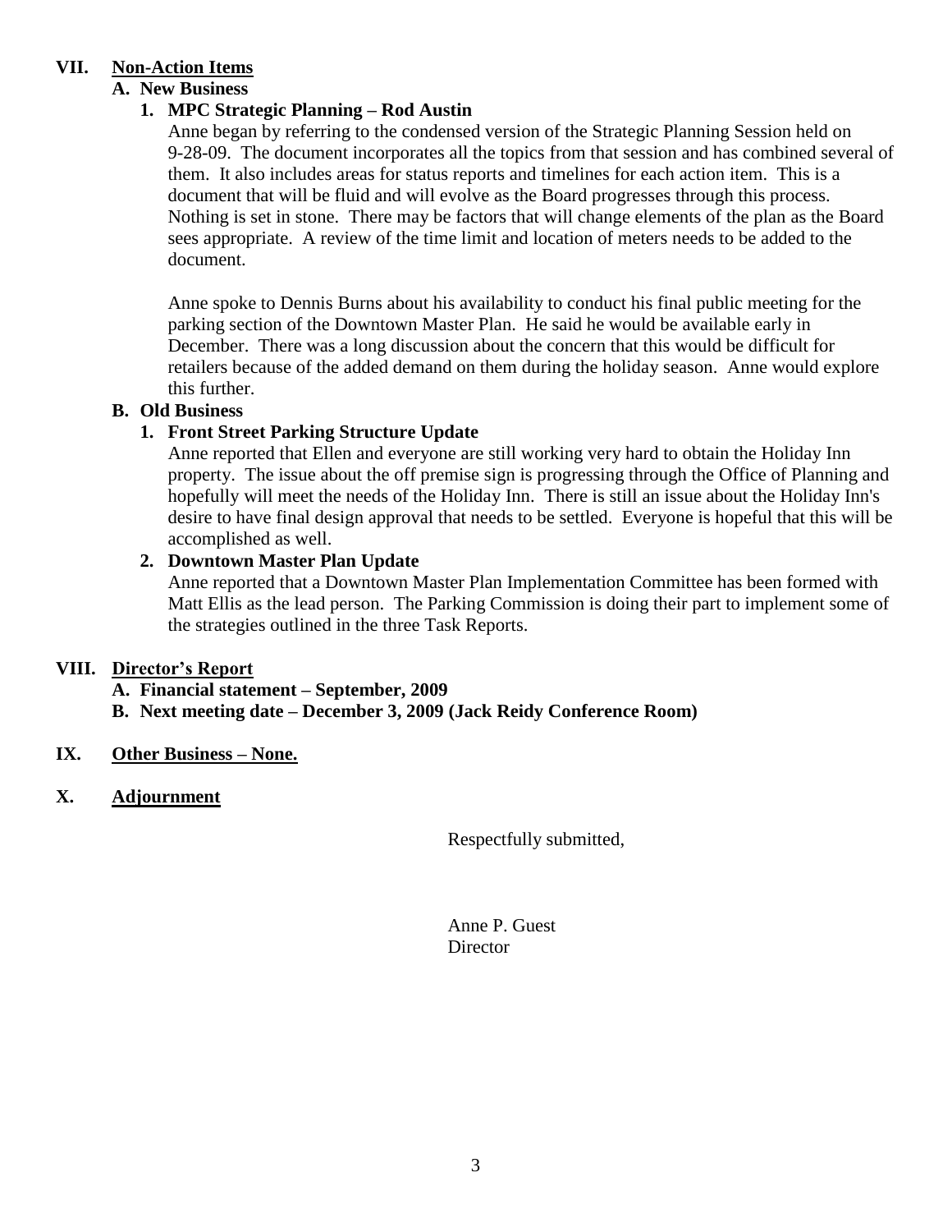## VII. Non-Action Items

### A. New Business

#### 1. MPC Strategic Planning – Rod Austin

Anne began by referring to the condensed version of the Strategic Planning Session held on 9-28-09. The document incorporates all the topics from that session and has combined several of them. It also includes areas for status reports and timelines for each action item. This is a document that will be fluid and will evolve as the Board progresses through this process. Nothing is set in stone. There may be factors that will change elements of the plan as the Board sees appropriate. A review of the time limit and location of meters needs to be added to the document.

Anne spoke to Dennis Burns about his availability to conduct his final public meeting for the parking section of the Downtown Master Plan. He said he would be available early in December. There was a long discussion about the concern that this would be difficult for retailers because of the added demand on them during the holiday season. Anne would explore this further.

### B. Old Business

#### 1. Front Street Parking Structure Update

Anne reported that Ellen and everyone are still working very hard to obtain the Holiday Inn property. The issue about the off premise sign is progressing through the Office of Planning and hopefully will meet the needs of the Holiday Inn. There is still an issue about the Holiday Inn's desire to have final design approval that needs to be settled. Everyone is hopeful that this will be accomplished as well.

#### 2. Downtown Master Plan Update

Anne reported that a Downtown Master Plan Implementation Committee has been formed with Matt Ellis as the lead person. The Parking Commission is doing their part to implement some of the strategies outlined in the three Task Reports.

## VIII. Director's Report

**A. Financial statement – September, 2009**

**B. Next meeting date – December 3, 2009 (Jack Reidy Conference Room)**

## IX. Other Business – None.

## X. Adjournment

Respectfully submitted,

Anne P. Guest
Director